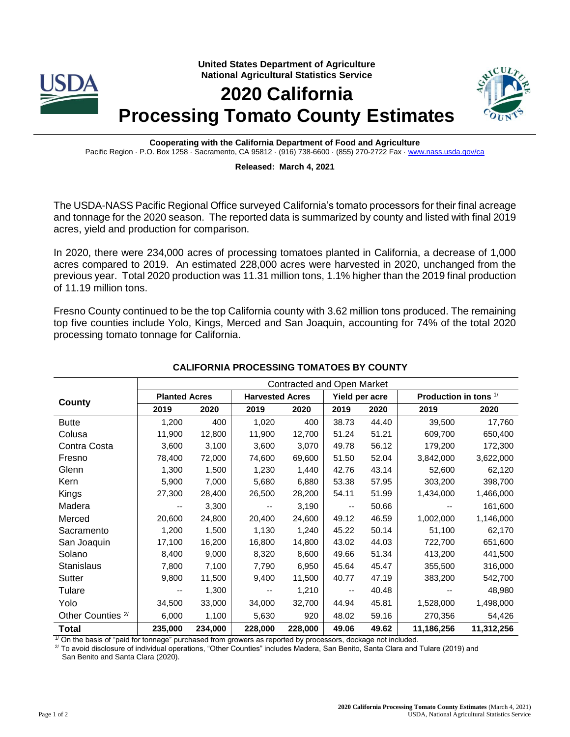**United States Department of Agriculture**
**National Agricultural Statistics Service**

# 2020 California Processing Tomato County Estimates

**Cooperating with the California Department of Food and Agriculture**
Pacific Region · P.O. Box 1258 · Sacramento, CA 95812 · (916) 738-6600 · (855) 270-2722 Fax · www.nass.usda.gov/ca

**Released: March 4, 2021**

The USDA-NASS Pacific Regional Office surveyed California's tomato processors for their final acreage and tonnage for the 2020 season. The reported data is summarized by county and listed with final 2019 acres, yield and production for comparison.

In 2020, there were 234,000 acres of processing tomatoes planted in California, a decrease of 1,000 acres compared to 2019. An estimated 228,000 acres were harvested in 2020, unchanged from the previous year. Total 2020 production was 11.31 million tons, 1.1% higher than the 2019 final production of 11.19 million tons.

Fresno County continued to be the top California county with 3.62 million tons produced. The remaining top five counties include Yolo, Kings, Merced and San Joaquin, accounting for 74% of the total 2020 processing tomato tonnage for California.

## CALIFORNIA PROCESSING TOMATOES BY COUNTY

| County | Contracted and Open Market | | | | | | | |
|---|---|---|---|---|---|---|---|---|
| | Planted Acres | | Harvested Acres | | Yield per acre | | Production in tons [1/] | |
| | 2019 | 2020 | 2019 | 2020 | 2019 | 2020 | 2019 | 2020 |
| Butte | 1,200 | 400 | 1,020 | 400 | 38.73 | 44.40 | 39,500 | 17,760 |
| Colusa | 11,900 | 12,800 | 11,900 | 12,700 | 51.24 | 51.21 | 609,700 | 650,400 |
| Contra Costa | 3,600 | 3,100 | 3,600 | 3,070 | 49.78 | 56.12 | 179,200 | 172,300 |
| Fresno | 78,400 | 72,000 | 74,600 | 69,600 | 51.50 | 52.04 | 3,842,000 | 3,622,000 |
| Glenn | 1,300 | 1,500 | 1,230 | 1,440 | 42.76 | 43.14 | 52,600 | 62,120 |
| Kern | 5,900 | 7,000 | 5,680 | 6,880 | 53.38 | 57.95 | 303,200 | 398,700 |
| Kings | 27,300 | 28,400 | 26,500 | 28,200 | 54.11 | 51.99 | 1,434,000 | 1,466,000 |
| Madera | -- | 3,300 | -- | 3,190 | -- | 50.66 | -- | 161,600 |
| Merced | 20,600 | 24,800 | 20,400 | 24,600 | 49.12 | 46.59 | 1,002,000 | 1,146,000 |
| Sacramento | 1,200 | 1,500 | 1,130 | 1,240 | 45.22 | 50.14 | 51,100 | 62,170 |
| San Joaquin | 17,100 | 16,200 | 16,800 | 14,800 | 43.02 | 44.03 | 722,700 | 651,600 |
| Solano | 8,400 | 9,000 | 8,320 | 8,600 | 49.66 | 51.34 | 413,200 | 441,500 |
| Stanislaus | 7,800 | 7,100 | 7,790 | 6,950 | 45.64 | 45.47 | 355,500 | 316,000 |
| Sutter | 9,800 | 11,500 | 9,400 | 11,500 | 40.77 | 47.19 | 383,200 | 542,700 |
| Tulare | -- | 1,300 | -- | 1,210 | -- | 40.48 | -- | 48,980 |
| Yolo | 34,500 | 33,000 | 34,000 | 32,700 | 44.94 | 45.81 | 1,528,000 | 1,498,000 |
| Other Counties [2/] | 6,000 | 1,100 | 5,630 | 920 | 48.02 | 59.16 | 270,356 | 54,426 |
| **Total** | **235,000** | **234,000** | **228,000** | **228,000** | **49.06** | **49.62** | **11,186,256** | **11,312,256** |

[1/] On the basis of "paid for tonnage" purchased from growers as reported by processors, dockage not included.

[2/] To avoid disclosure of individual operations, "Other Counties" includes Madera, San Benito, Santa Clara and Tulare (2019) and San Benito and Santa Clara (2020).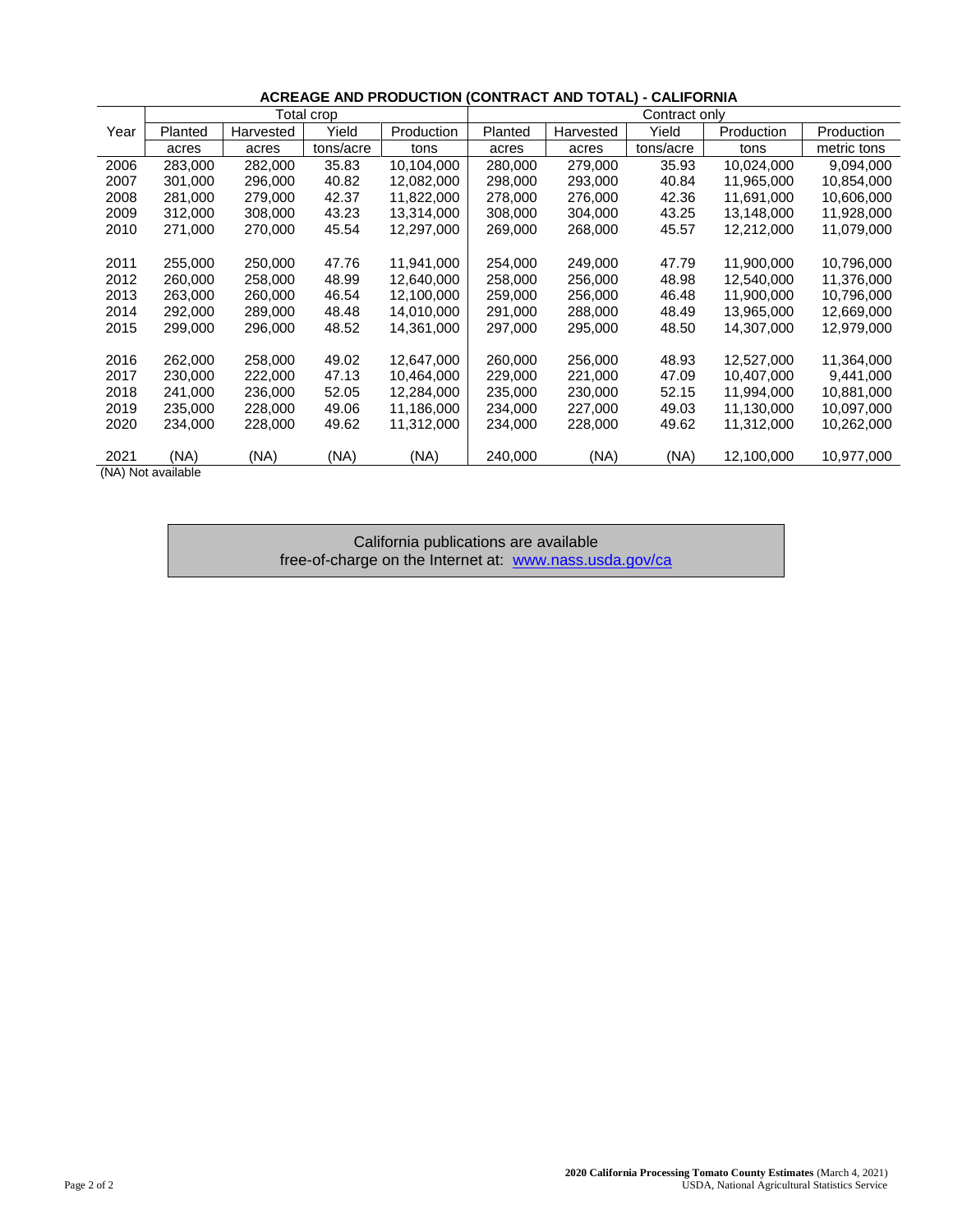### ACREAGE AND PRODUCTION (CONTRACT AND TOTAL) - CALIFORNIA

| Year | Total crop | | | | Contract only | | | | |
|---|---|---|---|---|---|---|---|---|---|
| | Planted | Harvested | Yield | Production | Planted | Harvested | Yield | Production | Production |
| | acres | acres | tons/acre | tons | acres | acres | tons/acre | tons | metric tons |
| 2006 | 283,000 | 282,000 | 35.83 | 10,104,000 | 280,000 | 279,000 | 35.93 | 10,024,000 | 9,094,000 |
| 2007 | 301,000 | 296,000 | 40.82 | 12,082,000 | 298,000 | 293,000 | 40.84 | 11,965,000 | 10,854,000 |
| 2008 | 281,000 | 279,000 | 42.37 | 11,822,000 | 278,000 | 276,000 | 42.36 | 11,691,000 | 10,606,000 |
| 2009 | 312,000 | 308,000 | 43.23 | 13,314,000 | 308,000 | 304,000 | 43.25 | 13,148,000 | 11,928,000 |
| 2010 | 271,000 | 270,000 | 45.54 | 12,297,000 | 269,000 | 268,000 | 45.57 | 12,212,000 | 11,079,000 |
| 2011 | 255,000 | 250,000 | 47.76 | 11,941,000 | 254,000 | 249,000 | 47.79 | 11,900,000 | 10,796,000 |
| 2012 | 260,000 | 258,000 | 48.99 | 12,640,000 | 258,000 | 256,000 | 48.98 | 12,540,000 | 11,376,000 |
| 2013 | 263,000 | 260,000 | 46.54 | 12,100,000 | 259,000 | 256,000 | 46.48 | 11,900,000 | 10,796,000 |
| 2014 | 292,000 | 289,000 | 48.48 | 14,010,000 | 291,000 | 288,000 | 48.49 | 13,965,000 | 12,669,000 |
| 2015 | 299,000 | 296,000 | 48.52 | 14,361,000 | 297,000 | 295,000 | 48.50 | 14,307,000 | 12,979,000 |
| 2016 | 262,000 | 258,000 | 49.02 | 12,647,000 | 260,000 | 256,000 | 48.93 | 12,527,000 | 11,364,000 |
| 2017 | 230,000 | 222,000 | 47.13 | 10,464,000 | 229,000 | 221,000 | 47.09 | 10,407,000 | 9,441,000 |
| 2018 | 241,000 | 236,000 | 52.05 | 12,284,000 | 235,000 | 230,000 | 52.15 | 11,994,000 | 10,881,000 |
| 2019 | 235,000 | 228,000 | 49.06 | 11,186,000 | 234,000 | 227,000 | 49.03 | 11,130,000 | 10,097,000 |
| 2020 | 234,000 | 228,000 | 49.62 | 11,312,000 | 234,000 | 228,000 | 49.62 | 11,312,000 | 10,262,000 |
| 2021 | (NA) | (NA) | (NA) | (NA) | 240,000 | (NA) | (NA) | 12,100,000 | 10,977,000 |

(NA) Not available

California publications are available
free-of-charge on the Internet at: [www.nass.usda.gov/ca](http://www.nass.usda.gov/ca)